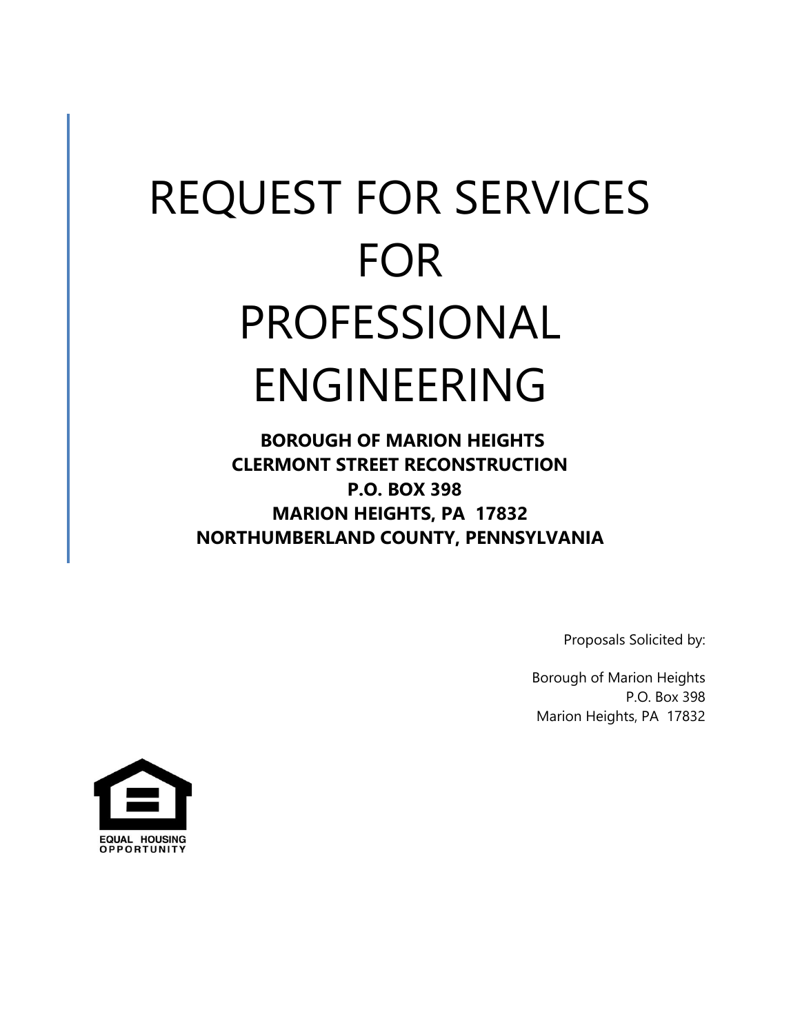# REQUEST FOR SERVICES FOR PROFESSIONAL ENGINEERING

**BOROUGH OF MARION HEIGHTS**
**CLERMONT STREET RECONSTRUCTION**
**P.O. BOX 398**
**MARION HEIGHTS, PA 17832**
**NORTHUMBERLAND COUNTY, PENNSYLVANIA**

Proposals Solicited by:

Borough of Marion Heights
P.O. Box 398
Marion Heights, PA 17832

EQUAL HOUSING OPPORTUNITY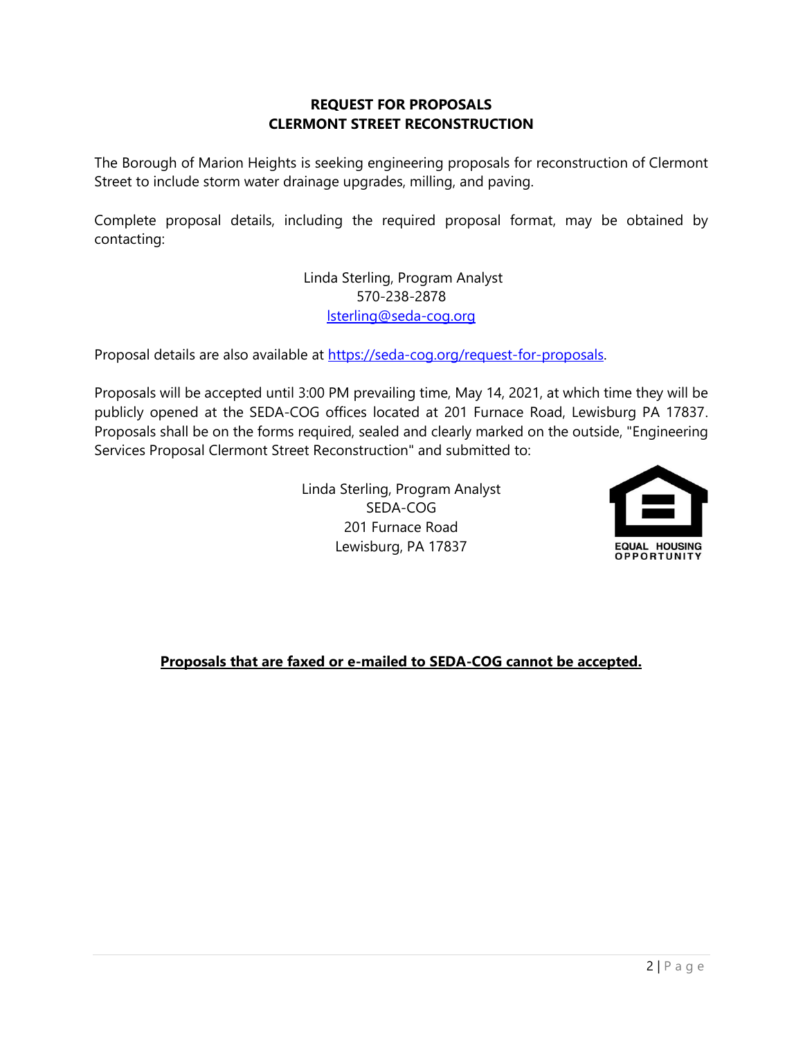# REQUEST FOR PROPOSALS
# CLERMONT STREET RECONSTRUCTION

The Borough of Marion Heights is seeking engineering proposals for reconstruction of Clermont Street to include storm water drainage upgrades, milling, and paving.

Complete proposal details, including the required proposal format, may be obtained by contacting:

Linda Sterling, Program Analyst
570-238-2878
lsterling@seda-cog.org

Proposal details are also available at https://seda-cog.org/request-for-proposals.

Proposals will be accepted until 3:00 PM prevailing time, May 14, 2021, at which time they will be publicly opened at the SEDA-COG offices located at 201 Furnace Road, Lewisburg PA 17837. Proposals shall be on the forms required, sealed and clearly marked on the outside, "Engineering Services Proposal Clermont Street Reconstruction" and submitted to:

Linda Sterling, Program Analyst
SEDA-COG
201 Furnace Road
Lewisburg, PA 17837

EQUAL HOUSING OPPORTUNITY

**Proposals that are faxed or e-mailed to SEDA-COG cannot be accepted.**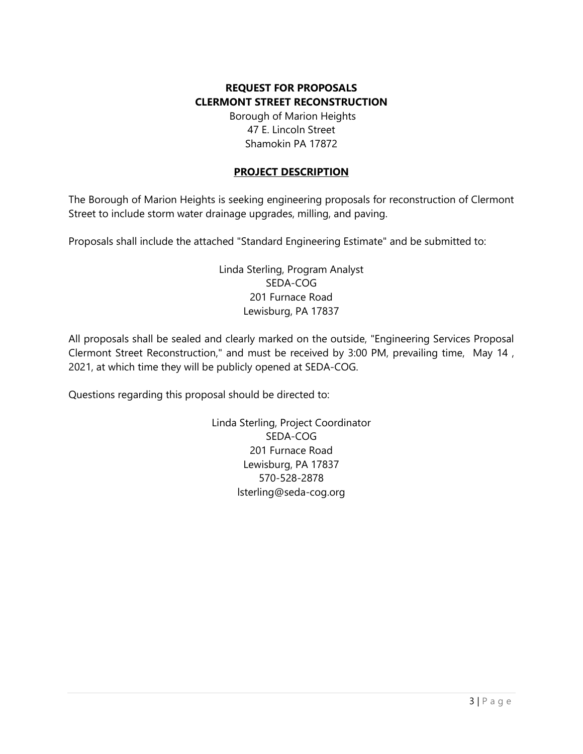# REQUEST FOR PROPOSALS
# CLERMONT STREET RECONSTRUCTION

Borough of Marion Heights
47 E. Lincoln Street
Shamokin PA 17872

## PROJECT DESCRIPTION

The Borough of Marion Heights is seeking engineering proposals for reconstruction of Clermont Street to include storm water drainage upgrades, milling, and paving.

Proposals shall include the attached "Standard Engineering Estimate" and be submitted to:

Linda Sterling, Program Analyst
SEDA-COG
201 Furnace Road
Lewisburg, PA 17837

All proposals shall be sealed and clearly marked on the outside, "Engineering Services Proposal Clermont Street Reconstruction," and must be received by 3:00 PM, prevailing time, May 14 , 2021, at which time they will be publicly opened at SEDA-COG.

Questions regarding this proposal should be directed to:

Linda Sterling, Project Coordinator
SEDA-COG
201 Furnace Road
Lewisburg, PA 17837
570-528-2878
lsterling@seda-cog.org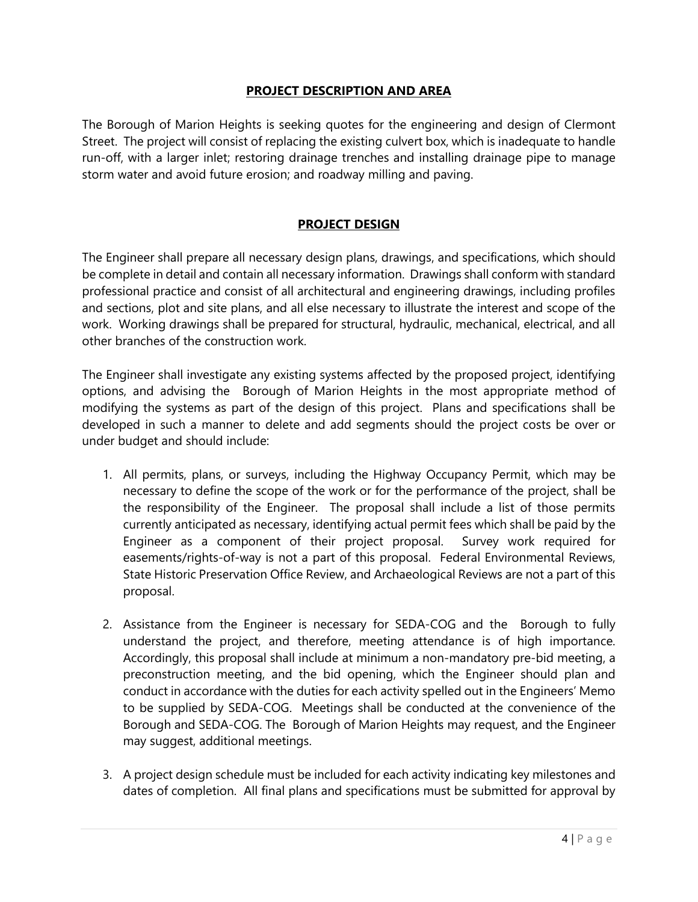## PROJECT DESCRIPTION AND AREA

The Borough of Marion Heights is seeking quotes for the engineering and design of Clermont Street. The project will consist of replacing the existing culvert box, which is inadequate to handle run-off, with a larger inlet; restoring drainage trenches and installing drainage pipe to manage storm water and avoid future erosion; and roadway milling and paving.

## PROJECT DESIGN

The Engineer shall prepare all necessary design plans, drawings, and specifications, which should be complete in detail and contain all necessary information. Drawings shall conform with standard professional practice and consist of all architectural and engineering drawings, including profiles and sections, plot and site plans, and all else necessary to illustrate the interest and scope of the work. Working drawings shall be prepared for structural, hydraulic, mechanical, electrical, and all other branches of the construction work.

The Engineer shall investigate any existing systems affected by the proposed project, identifying options, and advising the Borough of Marion Heights in the most appropriate method of modifying the systems as part of the design of this project. Plans and specifications shall be developed in such a manner to delete and add segments should the project costs be over or under budget and should include:

1. All permits, plans, or surveys, including the Highway Occupancy Permit, which may be necessary to define the scope of the work or for the performance of the project, shall be the responsibility of the Engineer. The proposal shall include a list of those permits currently anticipated as necessary, identifying actual permit fees which shall be paid by the Engineer as a component of their project proposal. Survey work required for easements/rights-of-way is not a part of this proposal. Federal Environmental Reviews, State Historic Preservation Office Review, and Archaeological Reviews are not a part of this proposal.

2. Assistance from the Engineer is necessary for SEDA-COG and the Borough to fully understand the project, and therefore, meeting attendance is of high importance. Accordingly, this proposal shall include at minimum a non-mandatory pre-bid meeting, a preconstruction meeting, and the bid opening, which the Engineer should plan and conduct in accordance with the duties for each activity spelled out in the Engineers' Memo to be supplied by SEDA-COG. Meetings shall be conducted at the convenience of the Borough and SEDA-COG. The Borough of Marion Heights may request, and the Engineer may suggest, additional meetings.

3. A project design schedule must be included for each activity indicating key milestones and dates of completion. All final plans and specifications must be submitted for approval by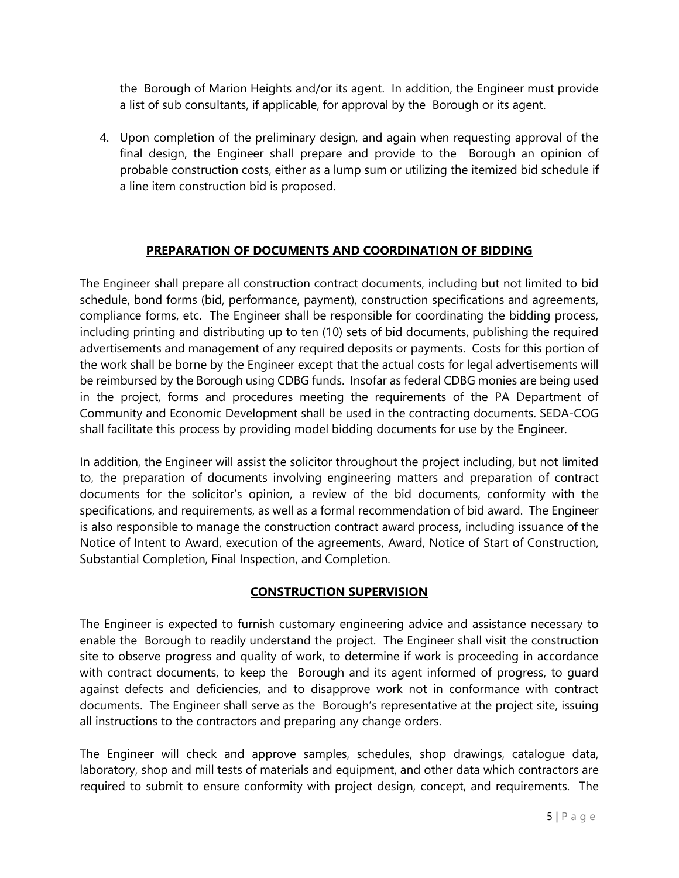the Borough of Marion Heights and/or its agent. In addition, the Engineer must provide a list of sub consultants, if applicable, for approval by the Borough or its agent.

4. Upon completion of the preliminary design, and again when requesting approval of the final design, the Engineer shall prepare and provide to the Borough an opinion of probable construction costs, either as a lump sum or utilizing the itemized bid schedule if a line item construction bid is proposed.

## PREPARATION OF DOCUMENTS AND COORDINATION OF BIDDING

The Engineer shall prepare all construction contract documents, including but not limited to bid schedule, bond forms (bid, performance, payment), construction specifications and agreements, compliance forms, etc. The Engineer shall be responsible for coordinating the bidding process, including printing and distributing up to ten (10) sets of bid documents, publishing the required advertisements and management of any required deposits or payments. Costs for this portion of the work shall be borne by the Engineer except that the actual costs for legal advertisements will be reimbursed by the Borough using CDBG funds. Insofar as federal CDBG monies are being used in the project, forms and procedures meeting the requirements of the PA Department of Community and Economic Development shall be used in the contracting documents. SEDA-COG shall facilitate this process by providing model bidding documents for use by the Engineer.

In addition, the Engineer will assist the solicitor throughout the project including, but not limited to, the preparation of documents involving engineering matters and preparation of contract documents for the solicitor's opinion, a review of the bid documents, conformity with the specifications, and requirements, as well as a formal recommendation of bid award. The Engineer is also responsible to manage the construction contract award process, including issuance of the Notice of Intent to Award, execution of the agreements, Award, Notice of Start of Construction, Substantial Completion, Final Inspection, and Completion.

## CONSTRUCTION SUPERVISION

The Engineer is expected to furnish customary engineering advice and assistance necessary to enable the Borough to readily understand the project. The Engineer shall visit the construction site to observe progress and quality of work, to determine if work is proceeding in accordance with contract documents, to keep the Borough and its agent informed of progress, to guard against defects and deficiencies, and to disapprove work not in conformance with contract documents. The Engineer shall serve as the Borough's representative at the project site, issuing all instructions to the contractors and preparing any change orders.

The Engineer will check and approve samples, schedules, shop drawings, catalogue data, laboratory, shop and mill tests of materials and equipment, and other data which contractors are required to submit to ensure conformity with project design, concept, and requirements. The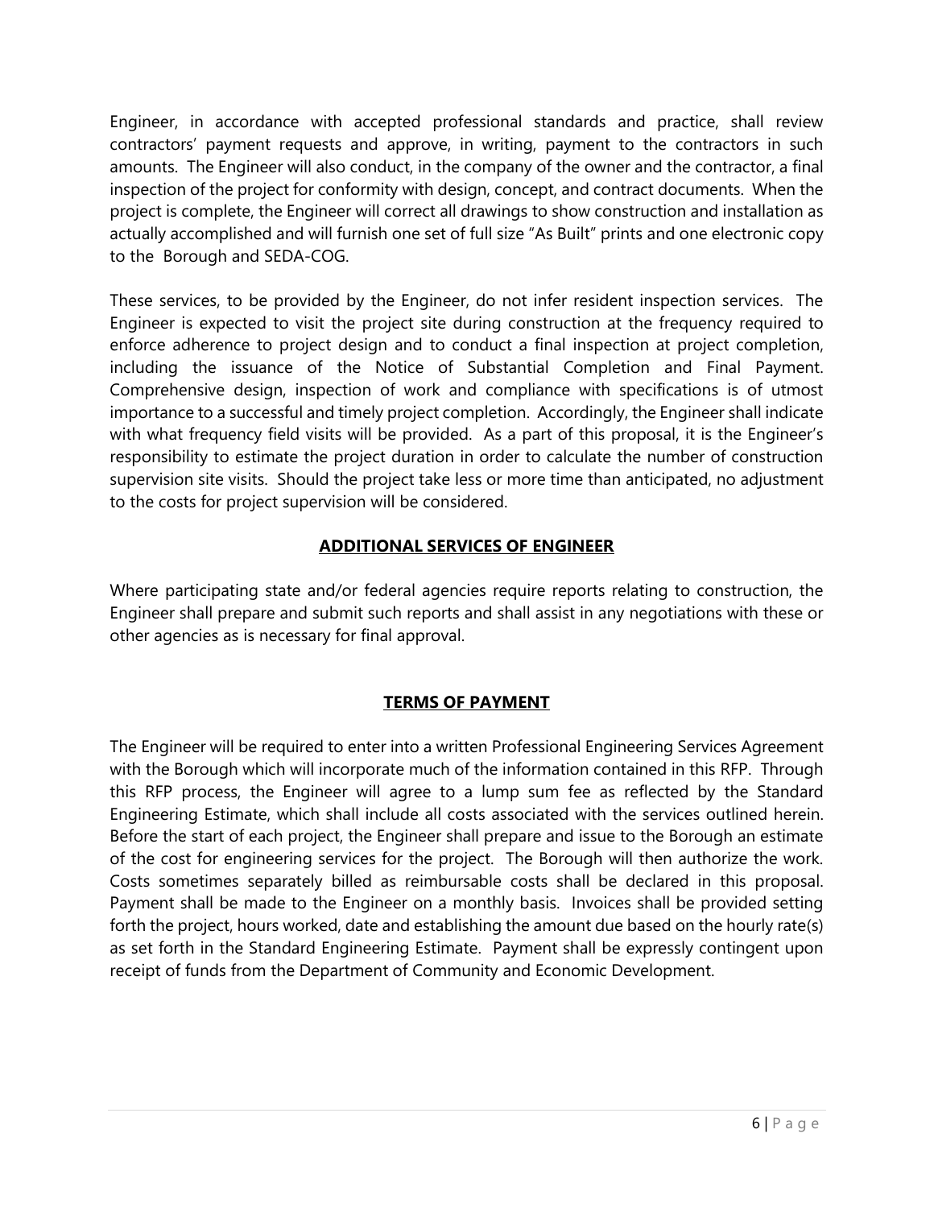Engineer, in accordance with accepted professional standards and practice, shall review contractors' payment requests and approve, in writing, payment to the contractors in such amounts. The Engineer will also conduct, in the company of the owner and the contractor, a final inspection of the project for conformity with design, concept, and contract documents. When the project is complete, the Engineer will correct all drawings to show construction and installation as actually accomplished and will furnish one set of full size "As Built" prints and one electronic copy to the Borough and SEDA-COG.

These services, to be provided by the Engineer, do not infer resident inspection services. The Engineer is expected to visit the project site during construction at the frequency required to enforce adherence to project design and to conduct a final inspection at project completion, including the issuance of the Notice of Substantial Completion and Final Payment. Comprehensive design, inspection of work and compliance with specifications is of utmost importance to a successful and timely project completion. Accordingly, the Engineer shall indicate with what frequency field visits will be provided. As a part of this proposal, it is the Engineer's responsibility to estimate the project duration in order to calculate the number of construction supervision site visits. Should the project take less or more time than anticipated, no adjustment to the costs for project supervision will be considered.

## ADDITIONAL SERVICES OF ENGINEER

Where participating state and/or federal agencies require reports relating to construction, the Engineer shall prepare and submit such reports and shall assist in any negotiations with these or other agencies as is necessary for final approval.

## TERMS OF PAYMENT

The Engineer will be required to enter into a written Professional Engineering Services Agreement with the Borough which will incorporate much of the information contained in this RFP. Through this RFP process, the Engineer will agree to a lump sum fee as reflected by the Standard Engineering Estimate, which shall include all costs associated with the services outlined herein. Before the start of each project, the Engineer shall prepare and issue to the Borough an estimate of the cost for engineering services for the project. The Borough will then authorize the work. Costs sometimes separately billed as reimbursable costs shall be declared in this proposal. Payment shall be made to the Engineer on a monthly basis. Invoices shall be provided setting forth the project, hours worked, date and establishing the amount due based on the hourly rate(s) as set forth in the Standard Engineering Estimate. Payment shall be expressly contingent upon receipt of funds from the Department of Community and Economic Development.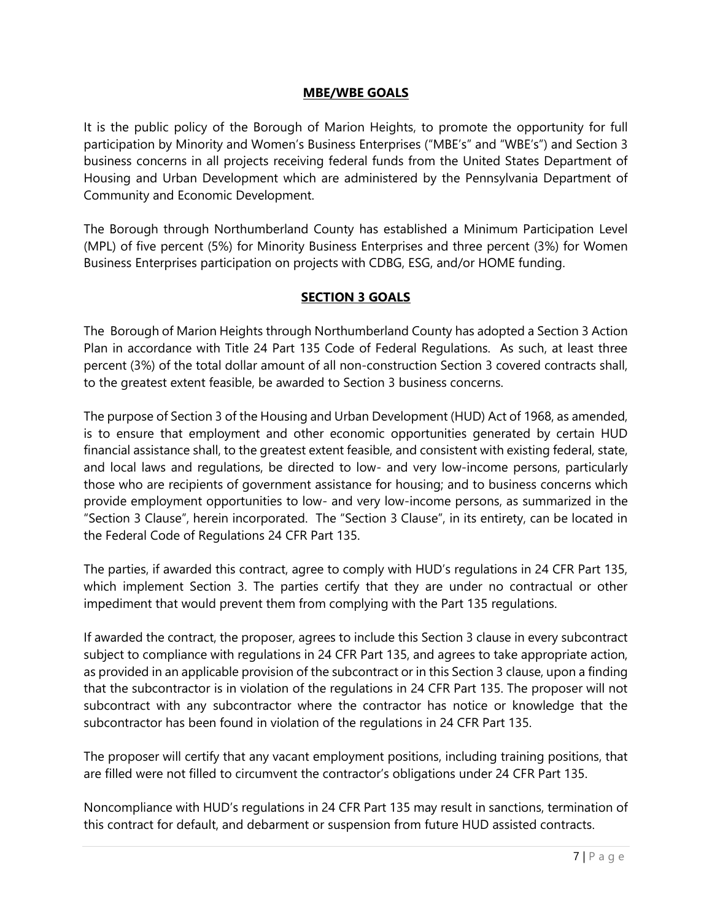## MBE/WBE GOALS

It is the public policy of the Borough of Marion Heights, to promote the opportunity for full participation by Minority and Women's Business Enterprises ("MBE's" and "WBE's") and Section 3 business concerns in all projects receiving federal funds from the United States Department of Housing and Urban Development which are administered by the Pennsylvania Department of Community and Economic Development.

The Borough through Northumberland County has established a Minimum Participation Level (MPL) of five percent (5%) for Minority Business Enterprises and three percent (3%) for Women Business Enterprises participation on projects with CDBG, ESG, and/or HOME funding.

## SECTION 3 GOALS

The Borough of Marion Heights through Northumberland County has adopted a Section 3 Action Plan in accordance with Title 24 Part 135 Code of Federal Regulations. As such, at least three percent (3%) of the total dollar amount of all non-construction Section 3 covered contracts shall, to the greatest extent feasible, be awarded to Section 3 business concerns.

The purpose of Section 3 of the Housing and Urban Development (HUD) Act of 1968, as amended, is to ensure that employment and other economic opportunities generated by certain HUD financial assistance shall, to the greatest extent feasible, and consistent with existing federal, state, and local laws and regulations, be directed to low- and very low-income persons, particularly those who are recipients of government assistance for housing; and to business concerns which provide employment opportunities to low- and very low-income persons, as summarized in the "Section 3 Clause", herein incorporated. The "Section 3 Clause", in its entirety, can be located in the Federal Code of Regulations 24 CFR Part 135.

The parties, if awarded this contract, agree to comply with HUD's regulations in 24 CFR Part 135, which implement Section 3. The parties certify that they are under no contractual or other impediment that would prevent them from complying with the Part 135 regulations.

If awarded the contract, the proposer, agrees to include this Section 3 clause in every subcontract subject to compliance with regulations in 24 CFR Part 135, and agrees to take appropriate action, as provided in an applicable provision of the subcontract or in this Section 3 clause, upon a finding that the subcontractor is in violation of the regulations in 24 CFR Part 135. The proposer will not subcontract with any subcontractor where the contractor has notice or knowledge that the subcontractor has been found in violation of the regulations in 24 CFR Part 135.

The proposer will certify that any vacant employment positions, including training positions, that are filled were not filled to circumvent the contractor's obligations under 24 CFR Part 135.

Noncompliance with HUD's regulations in 24 CFR Part 135 may result in sanctions, termination of this contract for default, and debarment or suspension from future HUD assisted contracts.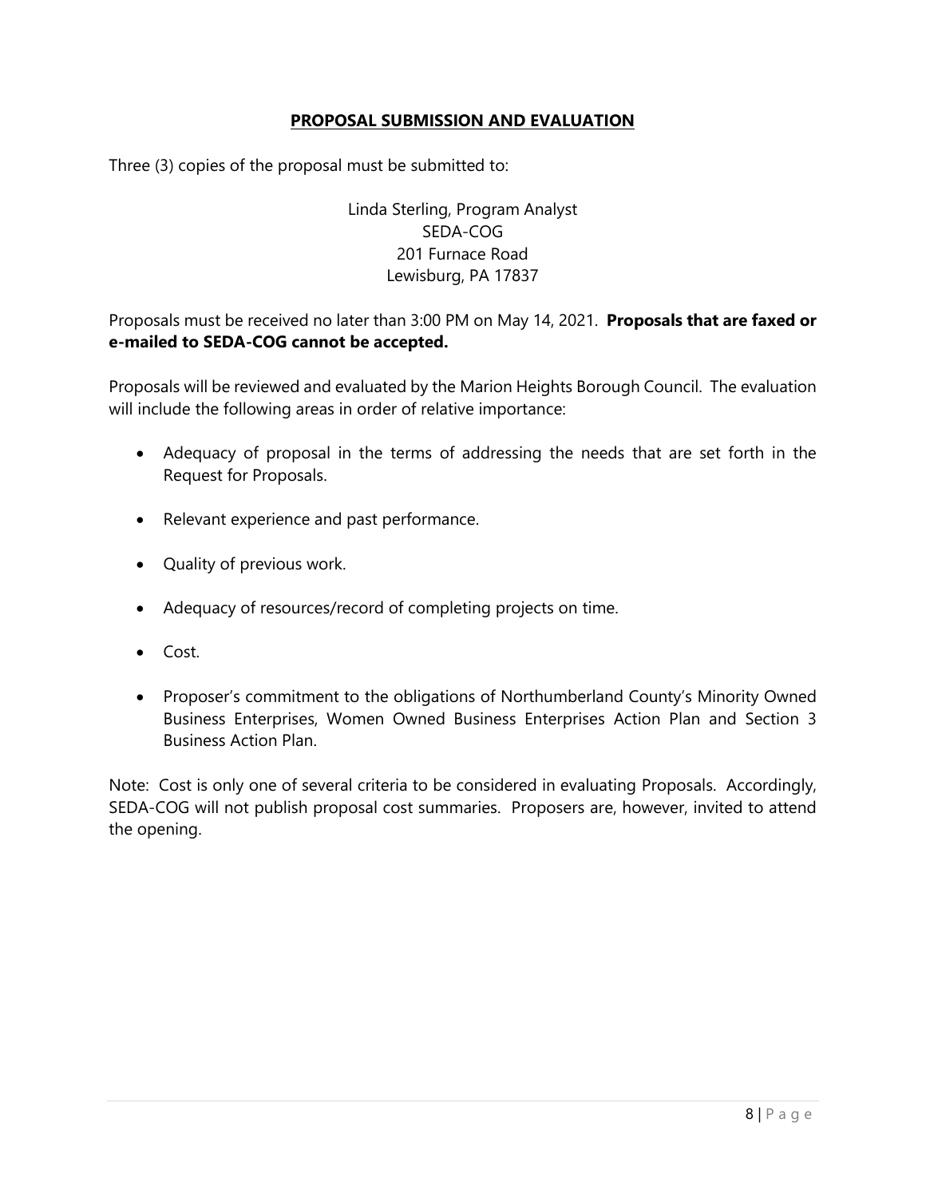## **PROPOSAL SUBMISSION AND EVALUATION**

Three (3) copies of the proposal must be submitted to:

Linda Sterling, Program Analyst
SEDA-COG
201 Furnace Road
Lewisburg, PA 17837

Proposals must be received no later than 3:00 PM on May 14, 2021. **Proposals that are faxed or e-mailed to SEDA-COG cannot be accepted.**

Proposals will be reviewed and evaluated by the Marion Heights Borough Council. The evaluation will include the following areas in order of relative importance:

- Adequacy of proposal in the terms of addressing the needs that are set forth in the Request for Proposals.
- Relevant experience and past performance.
- Quality of previous work.
- Adequacy of resources/record of completing projects on time.
- Cost.
- Proposer's commitment to the obligations of Northumberland County's Minority Owned Business Enterprises, Women Owned Business Enterprises Action Plan and Section 3 Business Action Plan.

Note: Cost is only one of several criteria to be considered in evaluating Proposals. Accordingly, SEDA-COG will not publish proposal cost summaries. Proposers are, however, invited to attend the opening.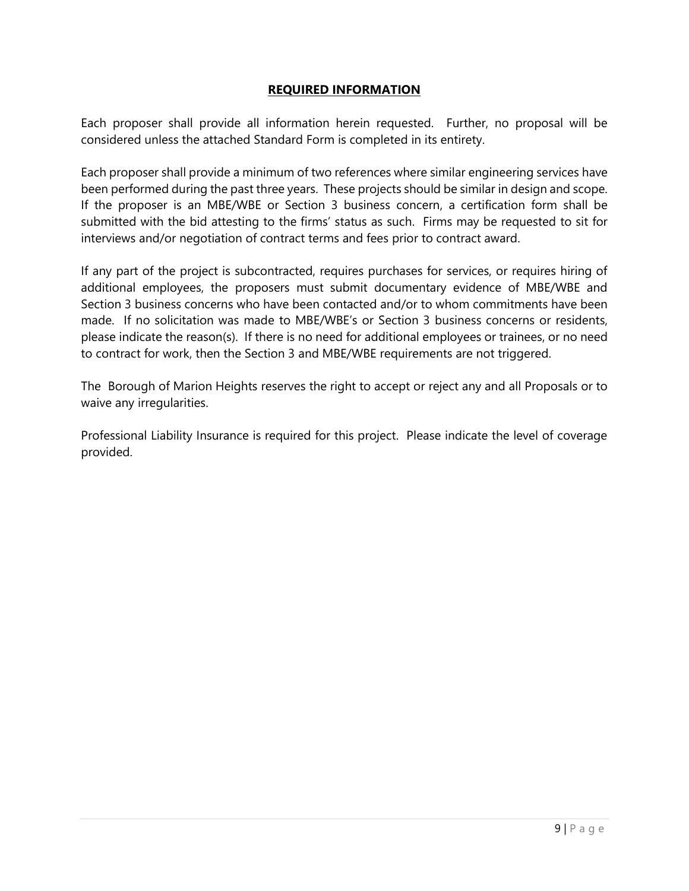## REQUIRED INFORMATION

Each proposer shall provide all information herein requested. Further, no proposal will be considered unless the attached Standard Form is completed in its entirety.

Each proposer shall provide a minimum of two references where similar engineering services have been performed during the past three years. These projects should be similar in design and scope. If the proposer is an MBE/WBE or Section 3 business concern, a certification form shall be submitted with the bid attesting to the firms' status as such. Firms may be requested to sit for interviews and/or negotiation of contract terms and fees prior to contract award.

If any part of the project is subcontracted, requires purchases for services, or requires hiring of additional employees, the proposers must submit documentary evidence of MBE/WBE and Section 3 business concerns who have been contacted and/or to whom commitments have been made. If no solicitation was made to MBE/WBE's or Section 3 business concerns or residents, please indicate the reason(s). If there is no need for additional employees or trainees, or no need to contract for work, then the Section 3 and MBE/WBE requirements are not triggered.

The Borough of Marion Heights reserves the right to accept or reject any and all Proposals or to waive any irregularities.

Professional Liability Insurance is required for this project. Please indicate the level of coverage provided.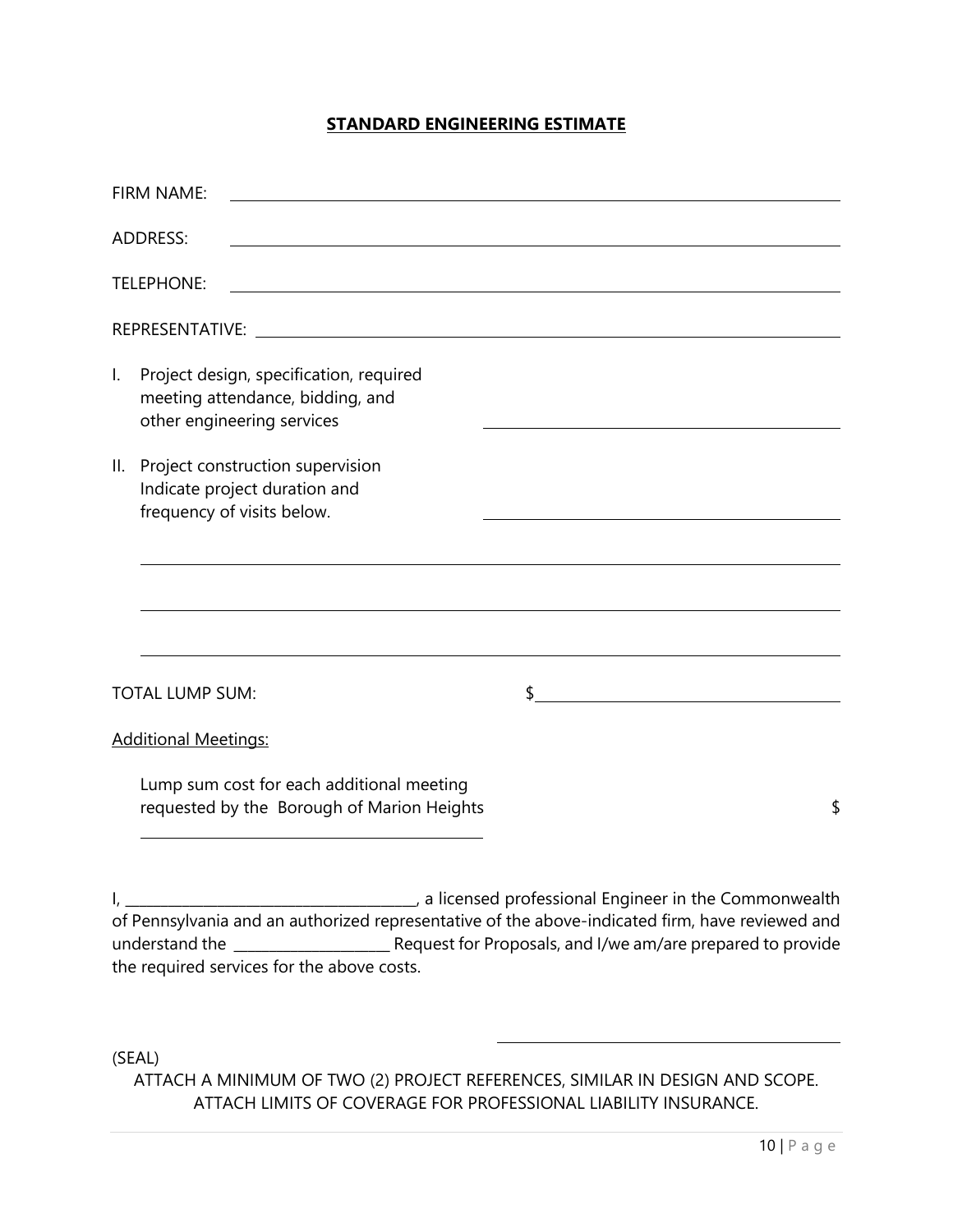# STANDARD ENGINEERING ESTIMATE

FIRM NAME: ______________________________________________

ADDRESS: ______________________________________________

TELEPHONE: ______________________________________________

REPRESENTATIVE: ______________________________________________

I. Project design, specification, required meeting attendance, bidding, and other engineering services ______________________

II. Project construction supervision Indicate project duration and frequency of visits below. ______________________

______________________________________________

______________________________________________

______________________________________________

TOTAL LUMP SUM: $______________________

Additional Meetings:

Lump sum cost for each additional meeting requested by the Borough of Marion Heights $

______________________

I, ______________________, a licensed professional Engineer in the Commonwealth of Pennsylvania and an authorized representative of the above-indicated firm, have reviewed and understand the ______________ Request for Proposals, and I/we am/are prepared to provide the required services for the above costs.

______________________

(SEAL)

ATTACH A MINIMUM OF TWO (2) PROJECT REFERENCES, SIMILAR IN DESIGN AND SCOPE.
ATTACH LIMITS OF COVERAGE FOR PROFESSIONAL LIABILITY INSURANCE.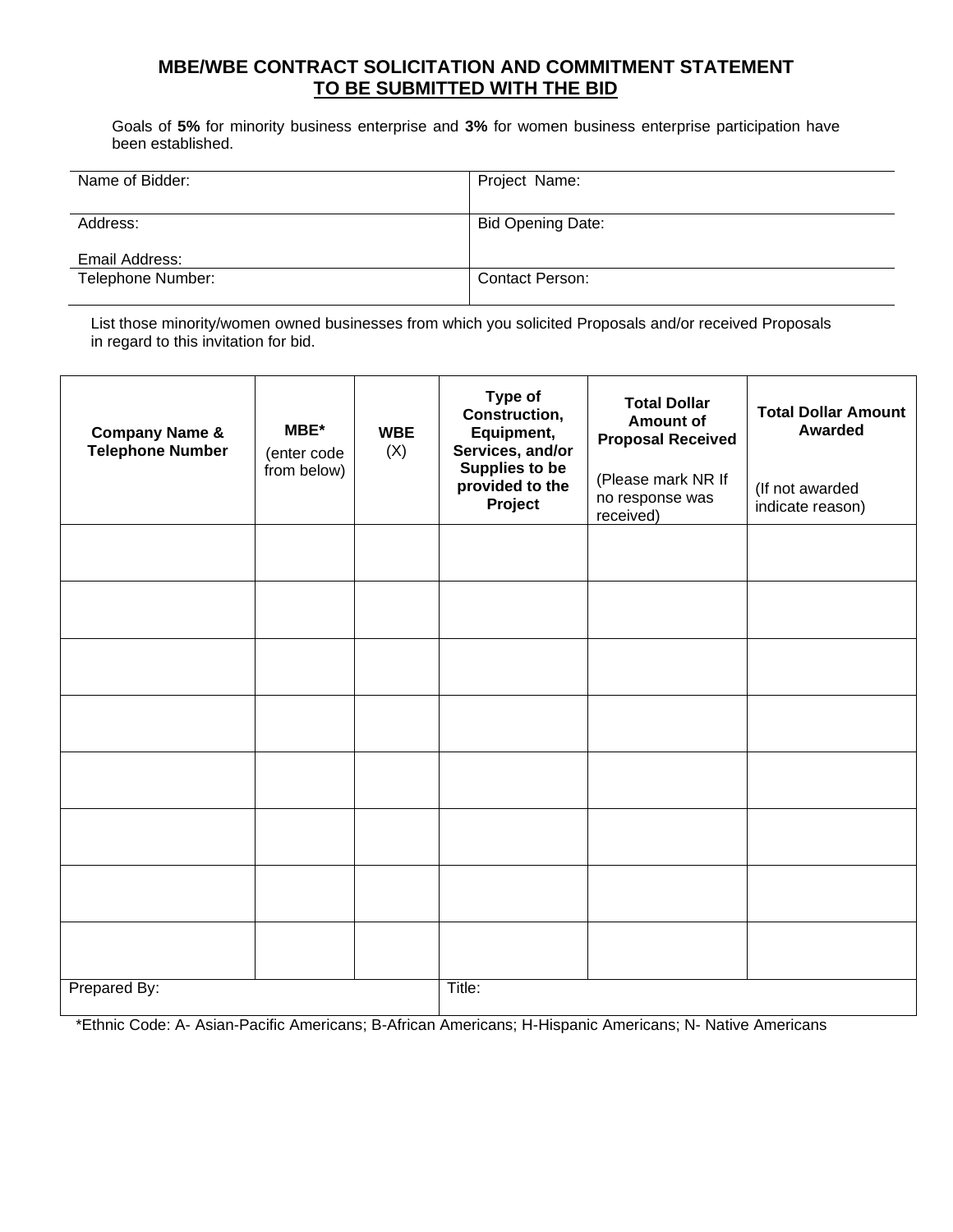## MBE/WBE CONTRACT SOLICITATION AND COMMITMENT STATEMENT
## TO BE SUBMITTED WITH THE BID

Goals of **5%** for minority business enterprise and **3%** for women business enterprise participation have been established.

| Name of Bidder: | Project Name: |
|---|---|
| Address:<br><br>Email Address: | Bid Opening Date: |
| Telephone Number: | Contact Person: |

List those minority/women owned businesses from which you solicited Proposals and/or received Proposals in regard to this invitation for bid.

| **Company Name & Telephone Number** | **MBE*** (enter code from below) | **WBE** (X) | **Type of Construction, Equipment, Services, and/or Supplies to be provided to the Project** | **Total Dollar Amount of Proposal Received** (Please mark NR If no response was received) | **Total Dollar Amount Awarded** (If not awarded indicate reason) |
|---|---|---|---|---|---|
| | | | | | |
| | | | | | |
| | | | | | |
| | | | | | |
| | | | | | |
| | | | | | |
| | | | | | |
| | | | | | |
| Prepared By: | | | Title: | | |

*Ethnic Code: A- Asian-Pacific Americans; B-African Americans; H-Hispanic Americans; N- Native Americans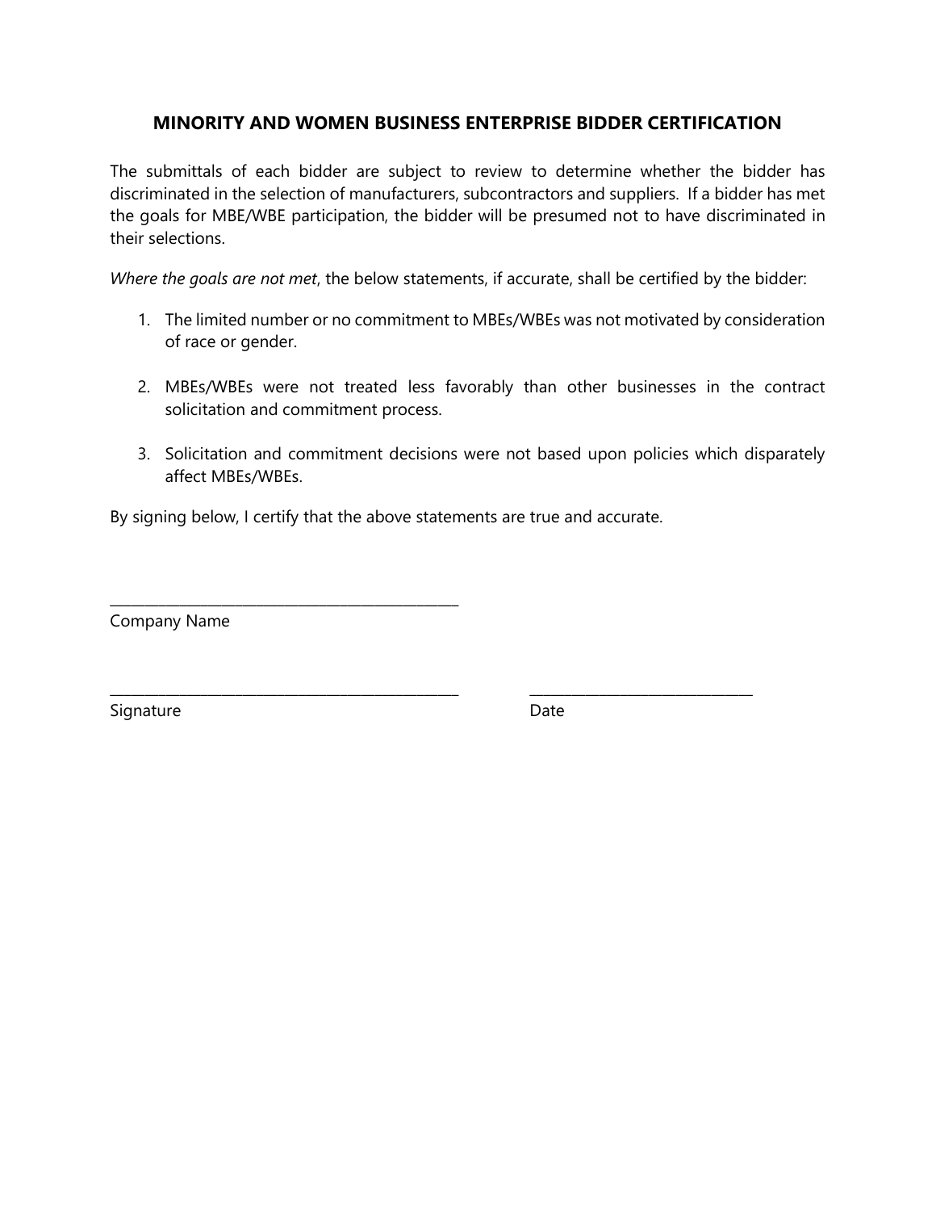## MINORITY AND WOMEN BUSINESS ENTERPRISE BIDDER CERTIFICATION

The submittals of each bidder are subject to review to determine whether the bidder has discriminated in the selection of manufacturers, subcontractors and suppliers. If a bidder has met the goals for MBE/WBE participation, the bidder will be presumed not to have discriminated in their selections.

*Where the goals are not met*, the below statements, if accurate, shall be certified by the bidder:

1. The limited number or no commitment to MBEs/WBEs was not motivated by consideration of race or gender.

2. MBEs/WBEs were not treated less favorably than other businesses in the contract solicitation and commitment process.

3. Solicitation and commitment decisions were not based upon policies which disparately affect MBEs/WBEs.

By signing below, I certify that the above statements are true and accurate.

\_\_\_\_\_\_\_\_\_\_\_\_\_\_\_\_\_\_\_\_\_\_\_\_\_\_\_\_\_\_\_\_\_\_\_\_\_\_\_\_\_\_\_\_\_\_
Company Name

\_\_\_\_\_\_\_\_\_\_\_\_\_\_\_\_\_\_\_\_\_\_\_\_\_\_\_\_\_\_\_\_\_\_\_\_\_\_\_\_\_\_\_\_\_\_ \_\_\_\_\_\_\_\_\_\_\_\_\_\_\_\_\_\_\_\_\_\_\_\_\_\_\_\_\_\_\_\_
Signature Date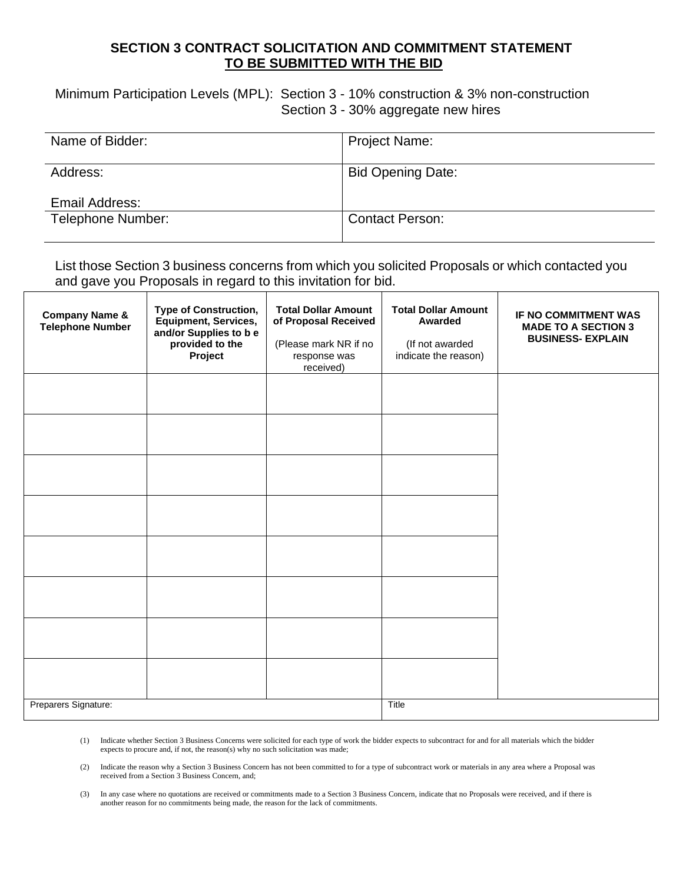## SECTION 3 CONTRACT SOLICITATION AND COMMITMENT STATEMENT
## TO BE SUBMITTED WITH THE BID

Minimum Participation Levels (MPL): Section 3 - 10% construction & 3% non-construction
Section 3 - 30% aggregate new hires

| Name of Bidder: | Project Name: |
|---|---|
| Address:<br><br>Email Address: | Bid Opening Date: |
| Telephone Number: | Contact Person: |

List those Section 3 business concerns from which you solicited Proposals or which contacted you and gave you Proposals in regard to this invitation for bid.

| Company Name & Telephone Number | Type of Construction, Equipment, Services, and/or Supplies to b e provided to the Project | Total Dollar Amount of Proposal Received<br><br>(Please mark NR if no response was received) | Total Dollar Amount Awarded<br><br>(If not awarded indicate the reason) | IF NO COMMITMENT WAS MADE TO A SECTION 3 BUSINESS- EXPLAIN |
|---|---|---|---|---|
| | | | | |
| | | | | |
| | | | | |
| | | | | |
| | | | | |
| | | | | |
| | | | | |
| | | | | |
| Preparers Signature: | | | Title | |

(1) Indicate whether Section 3 Business Concerns were solicited for each type of work the bidder expects to subcontract for and for all materials which the bidder expects to procure and, if not, the reason(s) why no such solicitation was made;

(2) Indicate the reason why a Section 3 Business Concern has not been committed to for a type of subcontract work or materials in any area where a Proposal was received from a Section 3 Business Concern, and;

(3) In any case where no quotations are received or commitments made to a Section 3 Business Concern, indicate that no Proposals were received, and if there is another reason for no commitments being made, the reason for the lack of commitments.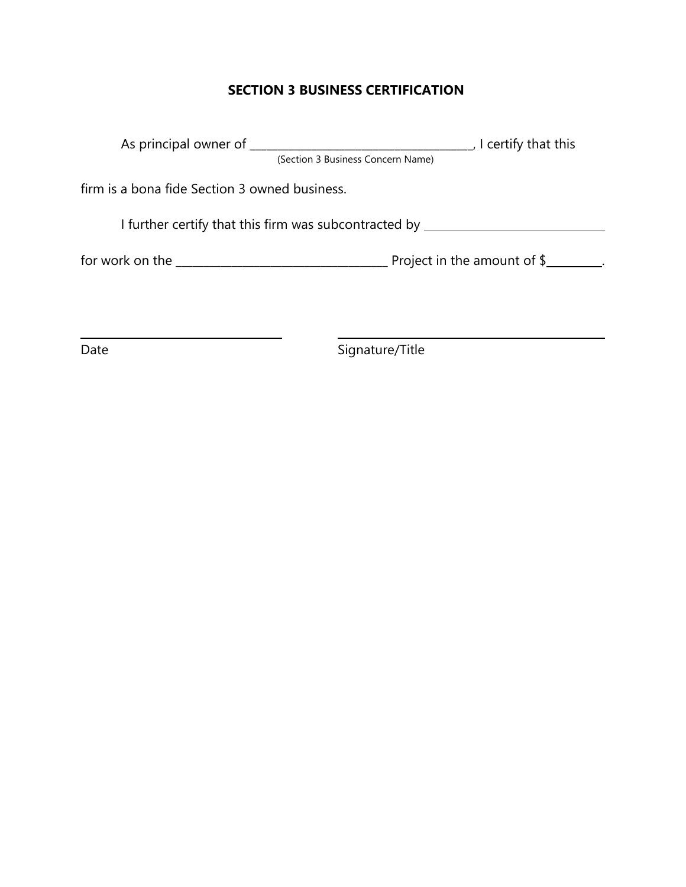## SECTION 3 BUSINESS CERTIFICATION

As principal owner of ________________________________________, I certify that this
(Section 3 Business Concern Name)

firm is a bona fide Section 3 owned business.

I further certify that this firm was subcontracted by ______________________________

for work on the ____________________________________ Project in the amount of $__________.

______________________________ ______________________________

Date Signature/Title